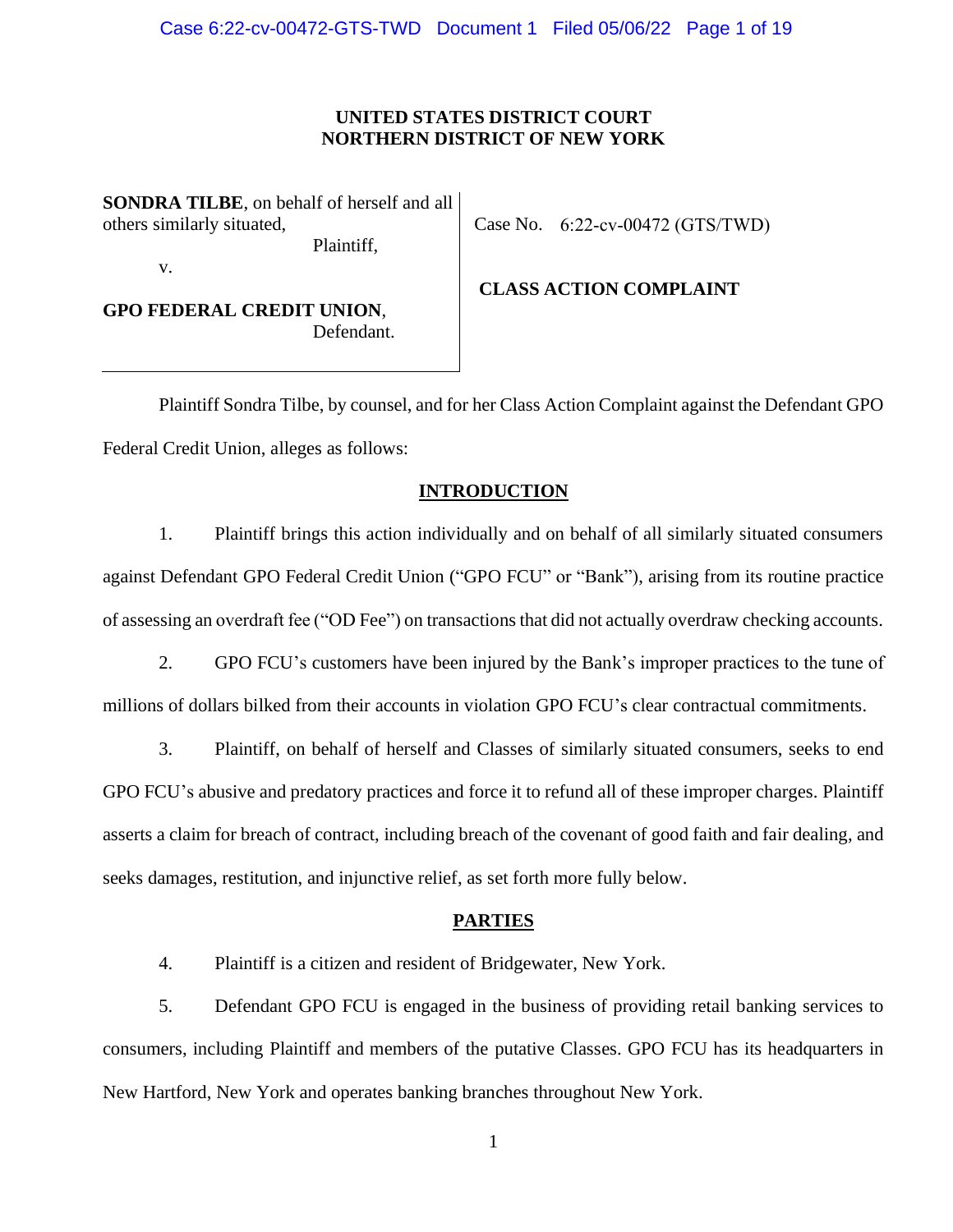**UNITED STATES DISTRICT COURT**
**NORTHERN DISTRICT OF NEW YORK**

| | |
|---|---|
| **SONDRA TILBE**, on behalf of herself and all others similarly situated,<br>Plaintiff,<br>v.<br>**GPO FEDERAL CREDIT UNION**,<br>Defendant. | Case No. 6:22-cv-00472 (GTS/TWD)<br><br>**CLASS ACTION COMPLAINT** |

Plaintiff Sondra Tilbe, by counsel, and for her Class Action Complaint against the Defendant GPO Federal Credit Union, alleges as follows:

## INTRODUCTION

1. Plaintiff brings this action individually and on behalf of all similarly situated consumers against Defendant GPO Federal Credit Union ("GPO FCU" or "Bank"), arising from its routine practice of assessing an overdraft fee ("OD Fee") on transactions that did not actually overdraw checking accounts.

2. GPO FCU's customers have been injured by the Bank's improper practices to the tune of millions of dollars bilked from their accounts in violation GPO FCU's clear contractual commitments.

3. Plaintiff, on behalf of herself and Classes of similarly situated consumers, seeks to end GPO FCU's abusive and predatory practices and force it to refund all of these improper charges. Plaintiff asserts a claim for breach of contract, including breach of the covenant of good faith and fair dealing, and seeks damages, restitution, and injunctive relief, as set forth more fully below.

## PARTIES

4. Plaintiff is a citizen and resident of Bridgewater, New York.

5. Defendant GPO FCU is engaged in the business of providing retail banking services to consumers, including Plaintiff and members of the putative Classes. GPO FCU has its headquarters in New Hartford, New York and operates banking branches throughout New York.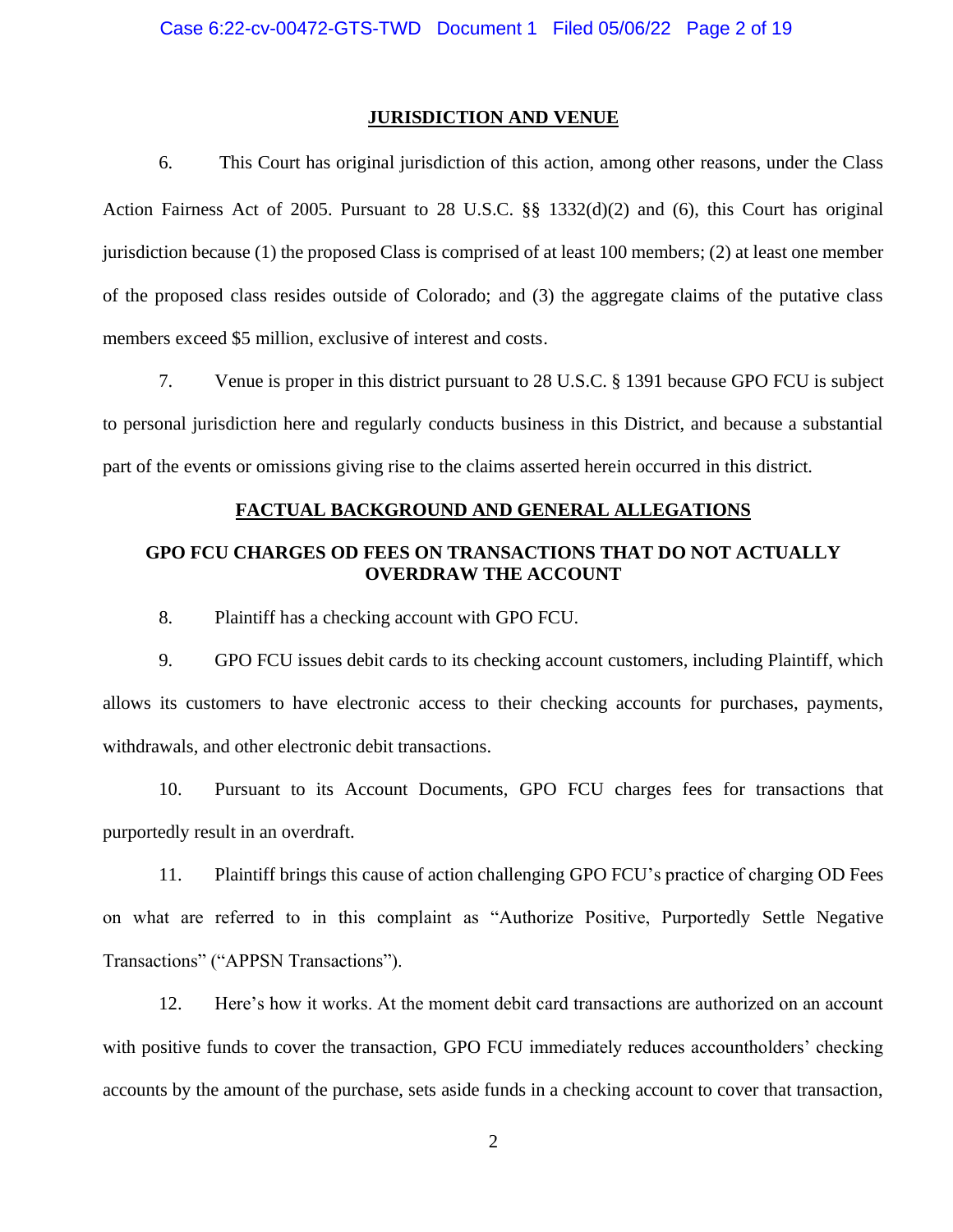## JURISDICTION AND VENUE

6. This Court has original jurisdiction of this action, among other reasons, under the Class Action Fairness Act of 2005. Pursuant to 28 U.S.C. §§ 1332(d)(2) and (6), this Court has original jurisdiction because (1) the proposed Class is comprised of at least 100 members; (2) at least one member of the proposed class resides outside of Colorado; and (3) the aggregate claims of the putative class members exceed $5 million, exclusive of interest and costs.

7. Venue is proper in this district pursuant to 28 U.S.C. § 1391 because GPO FCU is subject to personal jurisdiction here and regularly conducts business in this District, and because a substantial part of the events or omissions giving rise to the claims asserted herein occurred in this district.

## FACTUAL BACKGROUND AND GENERAL ALLEGATIONS

### GPO FCU CHARGES OD FEES ON TRANSACTIONS THAT DO NOT ACTUALLY OVERDRAW THE ACCOUNT

8. Plaintiff has a checking account with GPO FCU.

9. GPO FCU issues debit cards to its checking account customers, including Plaintiff, which allows its customers to have electronic access to their checking accounts for purchases, payments, withdrawals, and other electronic debit transactions.

10. Pursuant to its Account Documents, GPO FCU charges fees for transactions that purportedly result in an overdraft.

11. Plaintiff brings this cause of action challenging GPO FCU's practice of charging OD Fees on what are referred to in this complaint as "Authorize Positive, Purportedly Settle Negative Transactions" ("APPSN Transactions").

12. Here's how it works. At the moment debit card transactions are authorized on an account with positive funds to cover the transaction, GPO FCU immediately reduces accountholders' checking accounts by the amount of the purchase, sets aside funds in a checking account to cover that transaction,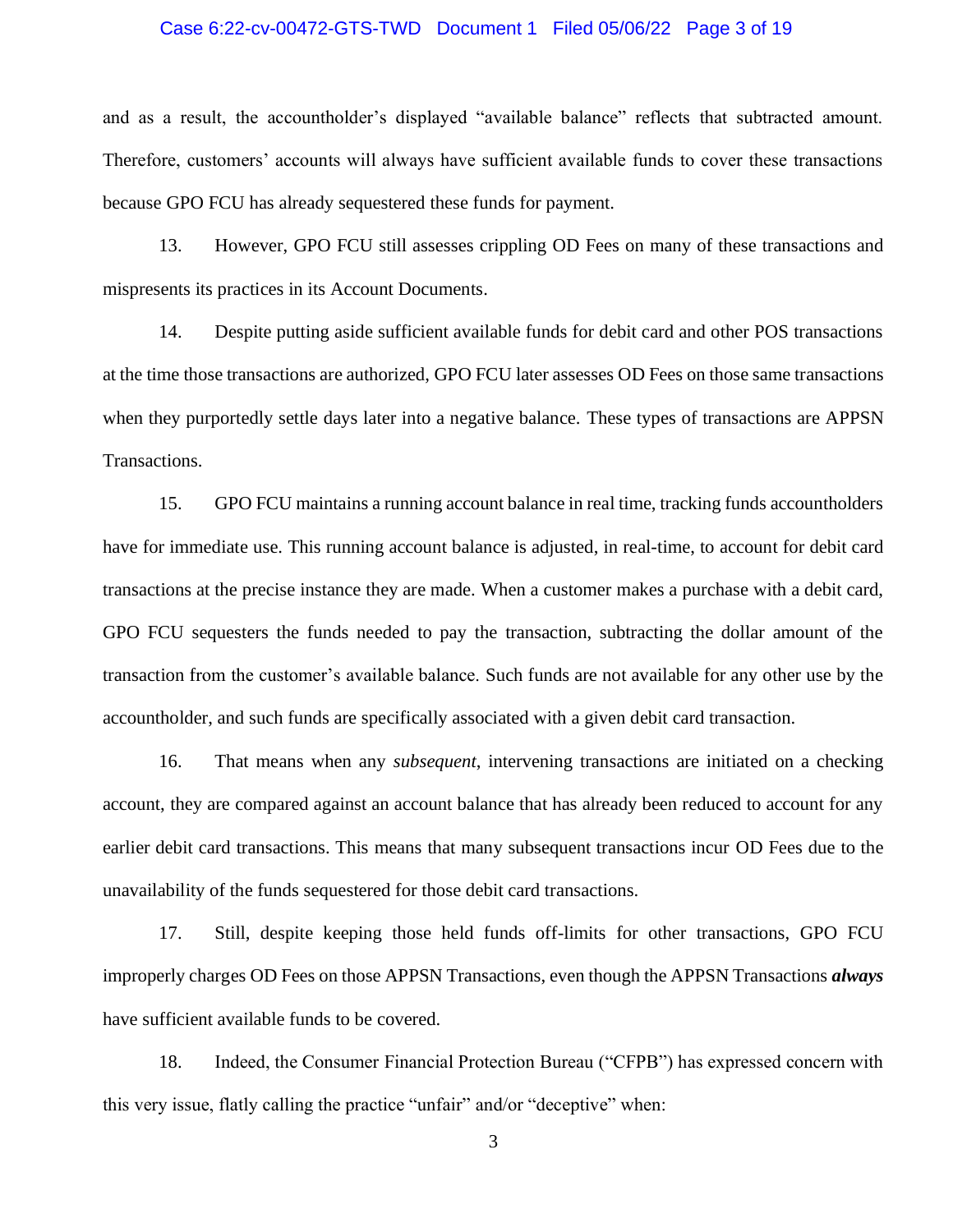and as a result, the accountholder's displayed "available balance" reflects that subtracted amount. Therefore, customers' accounts will always have sufficient available funds to cover these transactions because GPO FCU has already sequestered these funds for payment.

13. However, GPO FCU still assesses crippling OD Fees on many of these transactions and mispresents its practices in its Account Documents.

14. Despite putting aside sufficient available funds for debit card and other POS transactions at the time those transactions are authorized, GPO FCU later assesses OD Fees on those same transactions when they purportedly settle days later into a negative balance. These types of transactions are APPSN Transactions.

15. GPO FCU maintains a running account balance in real time, tracking funds accountholders have for immediate use. This running account balance is adjusted, in real-time, to account for debit card transactions at the precise instance they are made. When a customer makes a purchase with a debit card, GPO FCU sequesters the funds needed to pay the transaction, subtracting the dollar amount of the transaction from the customer's available balance. Such funds are not available for any other use by the accountholder, and such funds are specifically associated with a given debit card transaction.

16. That means when any *subsequent*, intervening transactions are initiated on a checking account, they are compared against an account balance that has already been reduced to account for any earlier debit card transactions. This means that many subsequent transactions incur OD Fees due to the unavailability of the funds sequestered for those debit card transactions.

17. Still, despite keeping those held funds off-limits for other transactions, GPO FCU improperly charges OD Fees on those APPSN Transactions, even though the APPSN Transactions ***always*** have sufficient available funds to be covered.

18. Indeed, the Consumer Financial Protection Bureau ("CFPB") has expressed concern with this very issue, flatly calling the practice "unfair" and/or "deceptive" when: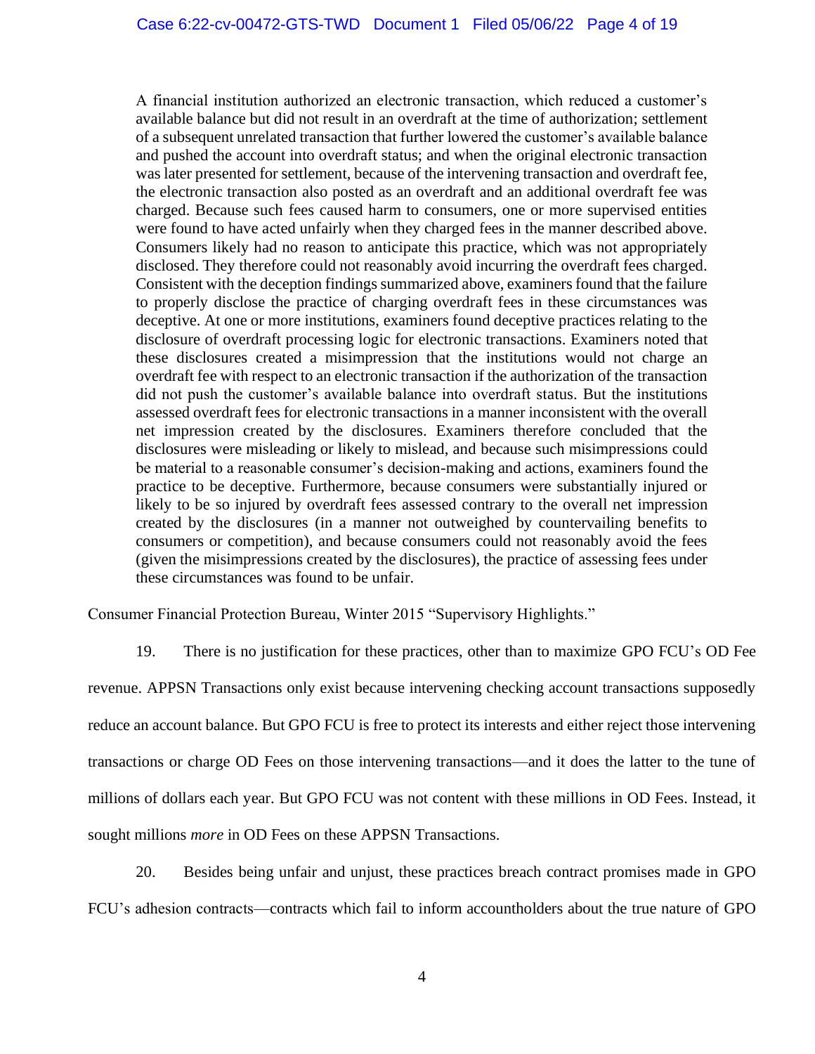> A financial institution authorized an electronic transaction, which reduced a customer's available balance but did not result in an overdraft at the time of authorization; settlement of a subsequent unrelated transaction that further lowered the customer's available balance and pushed the account into overdraft status; and when the original electronic transaction was later presented for settlement, because of the intervening transaction and overdraft fee, the electronic transaction also posted as an overdraft and an additional overdraft fee was charged. Because such fees caused harm to consumers, one or more supervised entities were found to have acted unfairly when they charged fees in the manner described above. Consumers likely had no reason to anticipate this practice, which was not appropriately disclosed. They therefore could not reasonably avoid incurring the overdraft fees charged. Consistent with the deception findings summarized above, examiners found that the failure to properly disclose the practice of charging overdraft fees in these circumstances was deceptive. At one or more institutions, examiners found deceptive practices relating to the disclosure of overdraft processing logic for electronic transactions. Examiners noted that these disclosures created a misimpression that the institutions would not charge an overdraft fee with respect to an electronic transaction if the authorization of the transaction did not push the customer's available balance into overdraft status. But the institutions assessed overdraft fees for electronic transactions in a manner inconsistent with the overall net impression created by the disclosures. Examiners therefore concluded that the disclosures were misleading or likely to mislead, and because such misimpressions could be material to a reasonable consumer's decision-making and actions, examiners found the practice to be deceptive. Furthermore, because consumers were substantially injured or likely to be so injured by overdraft fees assessed contrary to the overall net impression created by the disclosures (in a manner not outweighed by countervailing benefits to consumers or competition), and because consumers could not reasonably avoid the fees (given the misimpressions created by the disclosures), the practice of assessing fees under these circumstances was found to be unfair.

Consumer Financial Protection Bureau, Winter 2015 "Supervisory Highlights."

19. There is no justification for these practices, other than to maximize GPO FCU's OD Fee revenue. APPSN Transactions only exist because intervening checking account transactions supposedly reduce an account balance. But GPO FCU is free to protect its interests and either reject those intervening transactions or charge OD Fees on those intervening transactions—and it does the latter to the tune of millions of dollars each year. But GPO FCU was not content with these millions in OD Fees. Instead, it sought millions *more* in OD Fees on these APPSN Transactions.

20. Besides being unfair and unjust, these practices breach contract promises made in GPO FCU's adhesion contracts—contracts which fail to inform accountholders about the true nature of GPO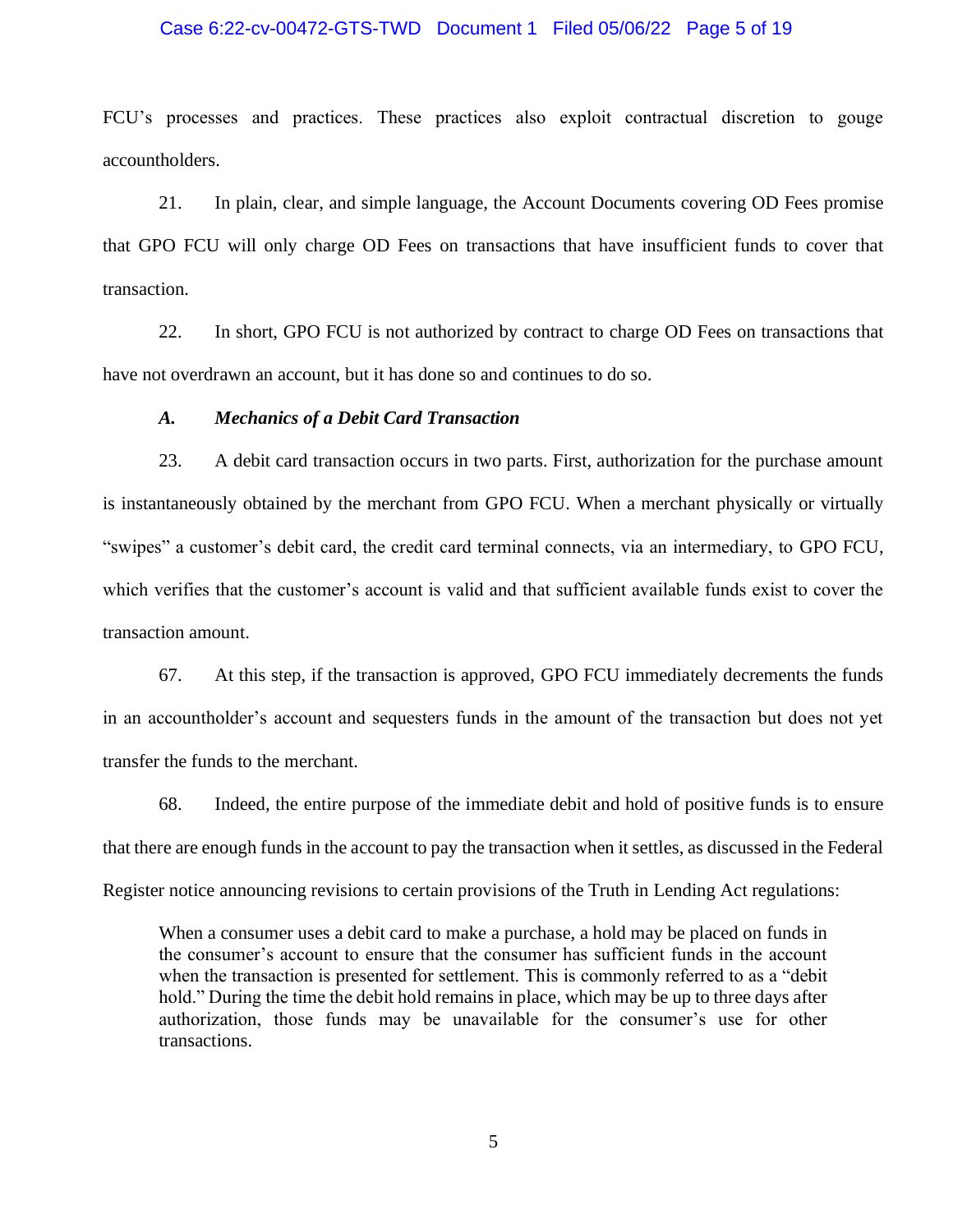FCU's processes and practices. These practices also exploit contractual discretion to gouge accountholders.

21. In plain, clear, and simple language, the Account Documents covering OD Fees promise that GPO FCU will only charge OD Fees on transactions that have insufficient funds to cover that transaction.

22. In short, GPO FCU is not authorized by contract to charge OD Fees on transactions that have not overdrawn an account, but it has done so and continues to do so.

### *A. Mechanics of a Debit Card Transaction*

23. A debit card transaction occurs in two parts. First, authorization for the purchase amount is instantaneously obtained by the merchant from GPO FCU. When a merchant physically or virtually "swipes" a customer's debit card, the credit card terminal connects, via an intermediary, to GPO FCU, which verifies that the customer's account is valid and that sufficient available funds exist to cover the transaction amount.

67. At this step, if the transaction is approved, GPO FCU immediately decrements the funds in an accountholder's account and sequesters funds in the amount of the transaction but does not yet transfer the funds to the merchant.

68. Indeed, the entire purpose of the immediate debit and hold of positive funds is to ensure that there are enough funds in the account to pay the transaction when it settles, as discussed in the Federal Register notice announcing revisions to certain provisions of the Truth in Lending Act regulations:

> When a consumer uses a debit card to make a purchase, a hold may be placed on funds in the consumer's account to ensure that the consumer has sufficient funds in the account when the transaction is presented for settlement. This is commonly referred to as a "debit hold." During the time the debit hold remains in place, which may be up to three days after authorization, those funds may be unavailable for the consumer's use for other transactions.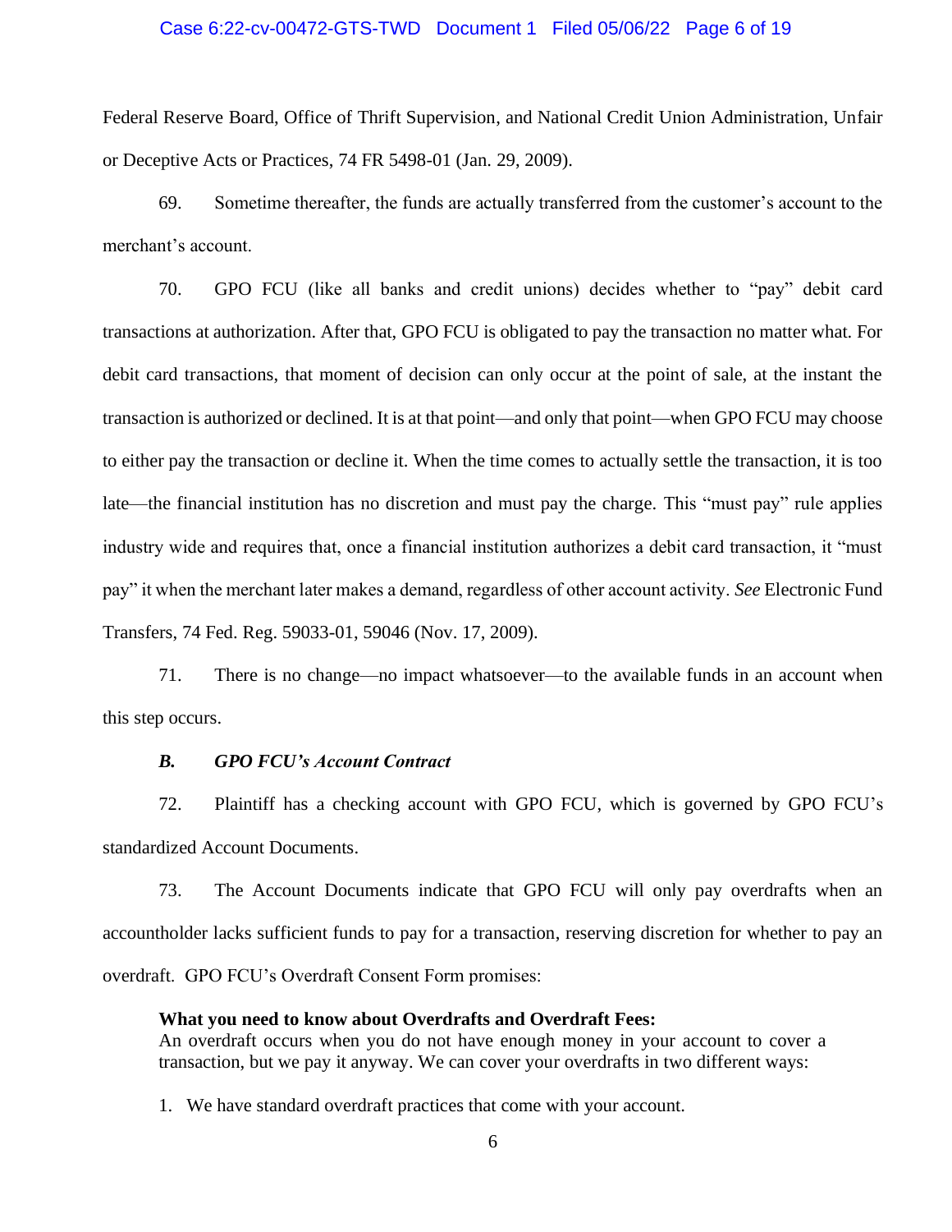Federal Reserve Board, Office of Thrift Supervision, and National Credit Union Administration, Unfair or Deceptive Acts or Practices, 74 FR 5498-01 (Jan. 29, 2009).

69. Sometime thereafter, the funds are actually transferred from the customer's account to the merchant's account.

70. GPO FCU (like all banks and credit unions) decides whether to "pay" debit card transactions at authorization. After that, GPO FCU is obligated to pay the transaction no matter what. For debit card transactions, that moment of decision can only occur at the point of sale, at the instant the transaction is authorized or declined. It is at that point—and only that point—when GPO FCU may choose to either pay the transaction or decline it. When the time comes to actually settle the transaction, it is too late—the financial institution has no discretion and must pay the charge. This "must pay" rule applies industry wide and requires that, once a financial institution authorizes a debit card transaction, it "must pay" it when the merchant later makes a demand, regardless of other account activity. *See* Electronic Fund Transfers, 74 Fed. Reg. 59033-01, 59046 (Nov. 17, 2009).

71. There is no change—no impact whatsoever—to the available funds in an account when this step occurs.

### *B. GPO FCU's Account Contract*

72. Plaintiff has a checking account with GPO FCU, which is governed by GPO FCU's standardized Account Documents.

73. The Account Documents indicate that GPO FCU will only pay overdrafts when an accountholder lacks sufficient funds to pay for a transaction, reserving discretion for whether to pay an overdraft. GPO FCU's Overdraft Consent Form promises:

> **What you need to know about Overdrafts and Overdraft Fees:**
> An overdraft occurs when you do not have enough money in your account to cover a transaction, but we pay it anyway. We can cover your overdrafts in two different ways:
>
> 1. We have standard overdraft practices that come with your account.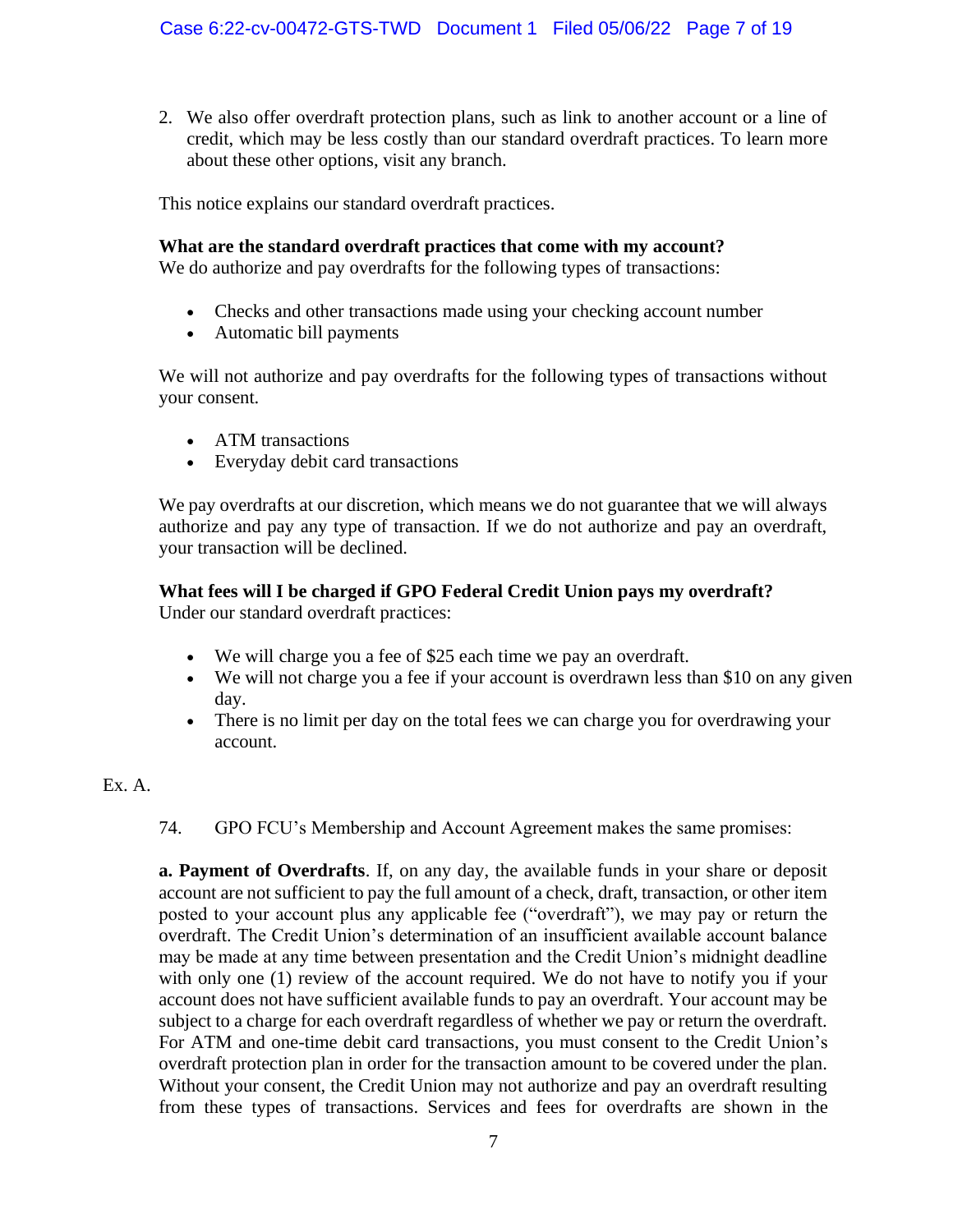2. We also offer overdraft protection plans, such as link to another account or a line of credit, which may be less costly than our standard overdraft practices. To learn more about these other options, visit any branch.

This notice explains our standard overdraft practices.

**What are the standard overdraft practices that come with my account?**
We do authorize and pay overdrafts for the following types of transactions:

- Checks and other transactions made using your checking account number
- Automatic bill payments

We will not authorize and pay overdrafts for the following types of transactions without your consent.

- ATM transactions
- Everyday debit card transactions

We pay overdrafts at our discretion, which means we do not guarantee that we will always authorize and pay any type of transaction. If we do not authorize and pay an overdraft, your transaction will be declined.

**What fees will I be charged if GPO Federal Credit Union pays my overdraft?**
Under our standard overdraft practices:

- We will charge you a fee of $25 each time we pay an overdraft.
- We will not charge you a fee if your account is overdrawn less than $10 on any given day.
- There is no limit per day on the total fees we can charge you for overdrawing your account.

Ex. A.

74. GPO FCU's Membership and Account Agreement makes the same promises:

**a. Payment of Overdrafts**. If, on any day, the available funds in your share or deposit account are not sufficient to pay the full amount of a check, draft, transaction, or other item posted to your account plus any applicable fee ("overdraft"), we may pay or return the overdraft. The Credit Union's determination of an insufficient available account balance may be made at any time between presentation and the Credit Union's midnight deadline with only one (1) review of the account required. We do not have to notify you if your account does not have sufficient available funds to pay an overdraft. Your account may be subject to a charge for each overdraft regardless of whether we pay or return the overdraft. For ATM and one-time debit card transactions, you must consent to the Credit Union's overdraft protection plan in order for the transaction amount to be covered under the plan. Without your consent, the Credit Union may not authorize and pay an overdraft resulting from these types of transactions. Services and fees for overdrafts are shown in the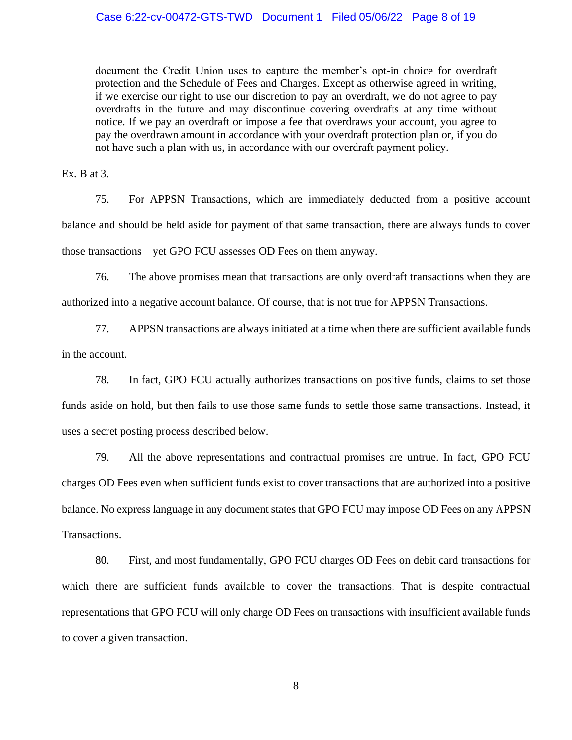> document the Credit Union uses to capture the member's opt-in choice for overdraft protection and the Schedule of Fees and Charges. Except as otherwise agreed in writing, if we exercise our right to use our discretion to pay an overdraft, we do not agree to pay overdrafts in the future and may discontinue covering overdrafts at any time without notice. If we pay an overdraft or impose a fee that overdraws your account, you agree to pay the overdrawn amount in accordance with your overdraft protection plan or, if you do not have such a plan with us, in accordance with our overdraft payment policy.

Ex. B at 3.

75. For APPSN Transactions, which are immediately deducted from a positive account balance and should be held aside for payment of that same transaction, there are always funds to cover those transactions—yet GPO FCU assesses OD Fees on them anyway.

76. The above promises mean that transactions are only overdraft transactions when they are authorized into a negative account balance. Of course, that is not true for APPSN Transactions.

77. APPSN transactions are always initiated at a time when there are sufficient available funds in the account.

78. In fact, GPO FCU actually authorizes transactions on positive funds, claims to set those funds aside on hold, but then fails to use those same funds to settle those same transactions. Instead, it uses a secret posting process described below.

79. All the above representations and contractual promises are untrue. In fact, GPO FCU charges OD Fees even when sufficient funds exist to cover transactions that are authorized into a positive balance. No express language in any document states that GPO FCU may impose OD Fees on any APPSN Transactions.

80. First, and most fundamentally, GPO FCU charges OD Fees on debit card transactions for which there are sufficient funds available to cover the transactions. That is despite contractual representations that GPO FCU will only charge OD Fees on transactions with insufficient available funds to cover a given transaction.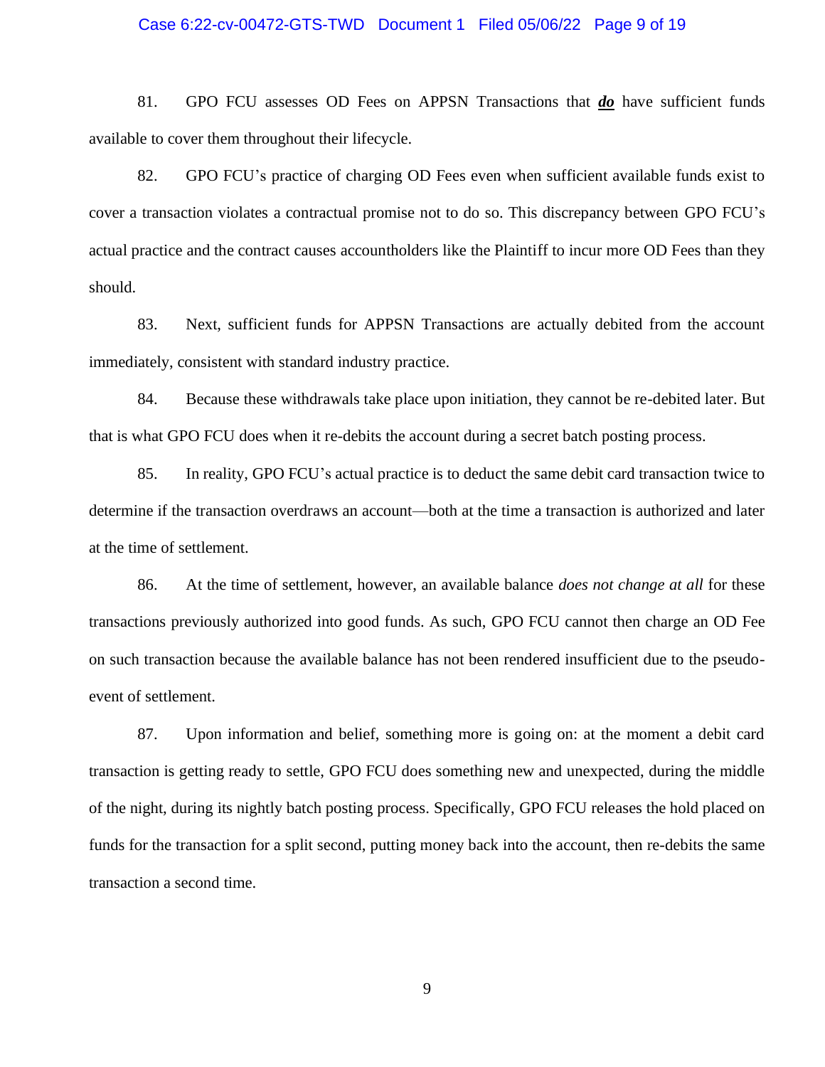81. GPO FCU assesses OD Fees on APPSN Transactions that ***do*** have sufficient funds available to cover them throughout their lifecycle.

82. GPO FCU's practice of charging OD Fees even when sufficient available funds exist to cover a transaction violates a contractual promise not to do so. This discrepancy between GPO FCU's actual practice and the contract causes accountholders like the Plaintiff to incur more OD Fees than they should.

83. Next, sufficient funds for APPSN Transactions are actually debited from the account immediately, consistent with standard industry practice.

84. Because these withdrawals take place upon initiation, they cannot be re-debited later. But that is what GPO FCU does when it re-debits the account during a secret batch posting process.

85. In reality, GPO FCU's actual practice is to deduct the same debit card transaction twice to determine if the transaction overdraws an account—both at the time a transaction is authorized and later at the time of settlement.

86. At the time of settlement, however, an available balance *does not change at all* for these transactions previously authorized into good funds. As such, GPO FCU cannot then charge an OD Fee on such transaction because the available balance has not been rendered insufficient due to the pseudo-event of settlement.

87. Upon information and belief, something more is going on: at the moment a debit card transaction is getting ready to settle, GPO FCU does something new and unexpected, during the middle of the night, during its nightly batch posting process. Specifically, GPO FCU releases the hold placed on funds for the transaction for a split second, putting money back into the account, then re-debits the same transaction a second time.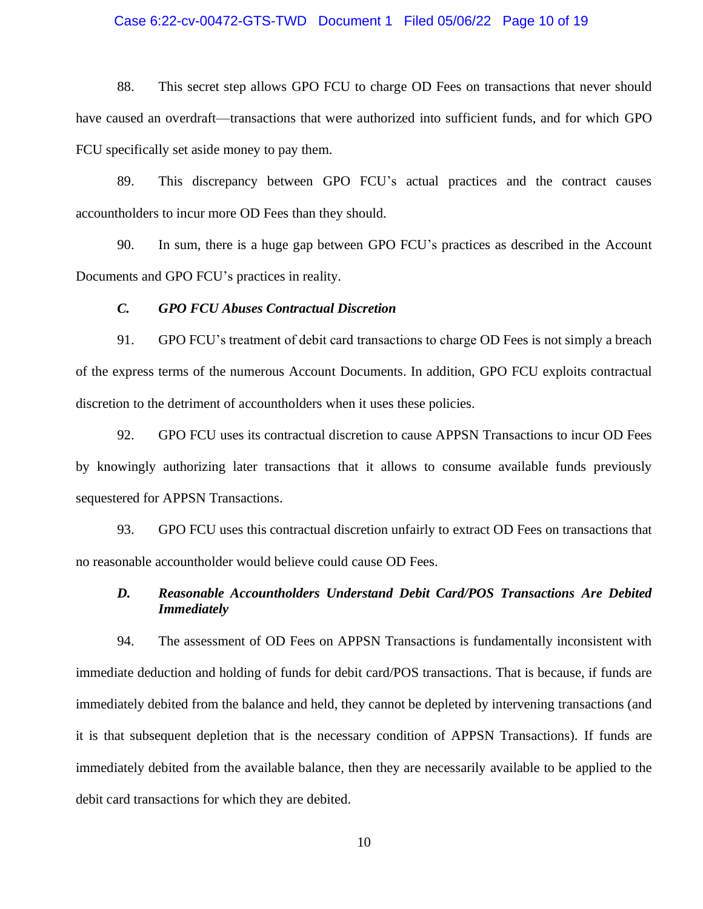88. This secret step allows GPO FCU to charge OD Fees on transactions that never should have caused an overdraft—transactions that were authorized into sufficient funds, and for which GPO FCU specifically set aside money to pay them.

89. This discrepancy between GPO FCU's actual practices and the contract causes accountholders to incur more OD Fees than they should.

90. In sum, there is a huge gap between GPO FCU's practices as described in the Account Documents and GPO FCU's practices in reality.

### *C. GPO FCU Abuses Contractual Discretion*

91. GPO FCU's treatment of debit card transactions to charge OD Fees is not simply a breach of the express terms of the numerous Account Documents. In addition, GPO FCU exploits contractual discretion to the detriment of accountholders when it uses these policies.

92. GPO FCU uses its contractual discretion to cause APPSN Transactions to incur OD Fees by knowingly authorizing later transactions that it allows to consume available funds previously sequestered for APPSN Transactions.

93. GPO FCU uses this contractual discretion unfairly to extract OD Fees on transactions that no reasonable accountholder would believe could cause OD Fees.

### *D. Reasonable Accountholders Understand Debit Card/POS Transactions Are Debited Immediately*

94. The assessment of OD Fees on APPSN Transactions is fundamentally inconsistent with immediate deduction and holding of funds for debit card/POS transactions. That is because, if funds are immediately debited from the balance and held, they cannot be depleted by intervening transactions (and it is that subsequent depletion that is the necessary condition of APPSN Transactions). If funds are immediately debited from the available balance, then they are necessarily available to be applied to the debit card transactions for which they are debited.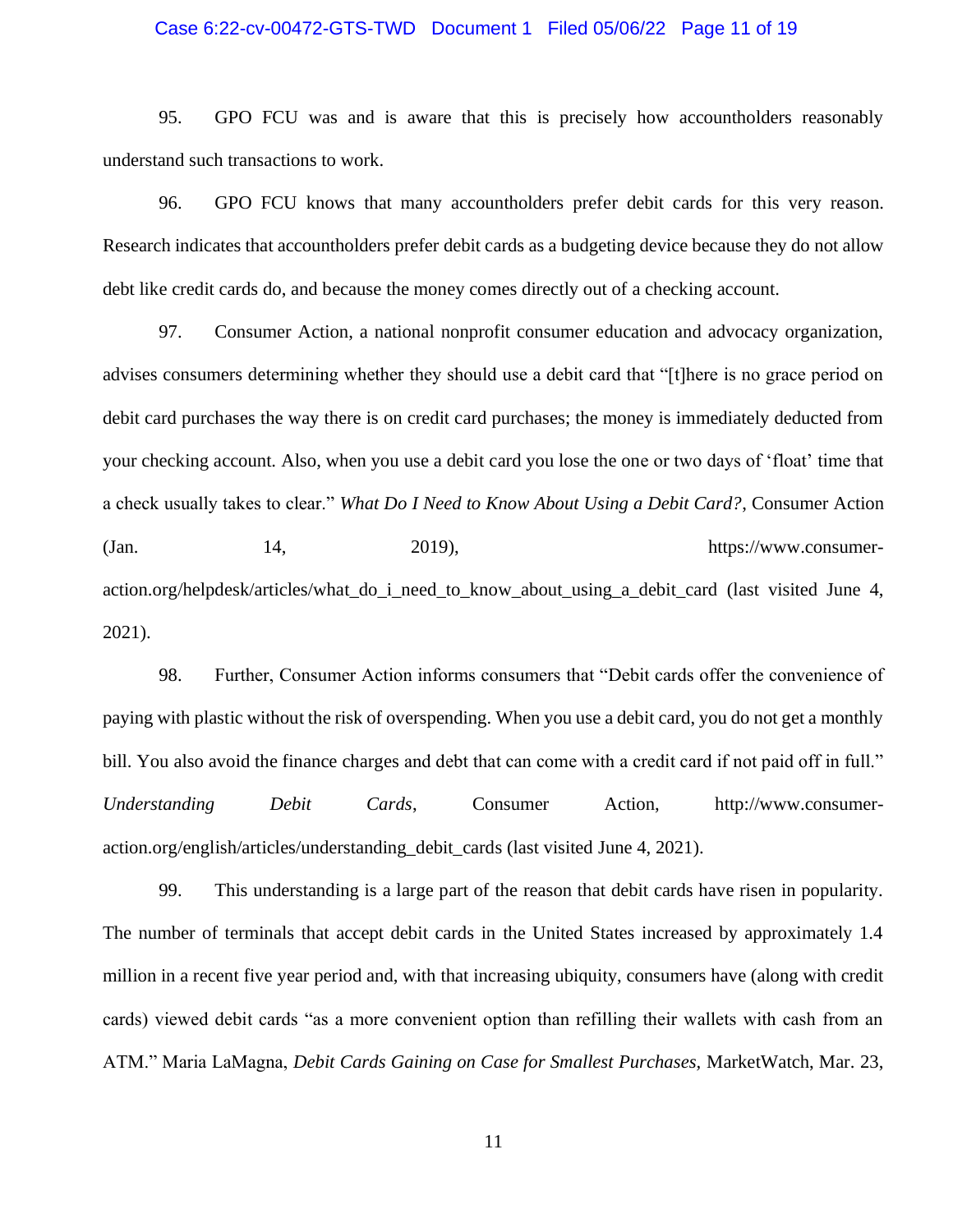95. GPO FCU was and is aware that this is precisely how accountholders reasonably understand such transactions to work.

96. GPO FCU knows that many accountholders prefer debit cards for this very reason. Research indicates that accountholders prefer debit cards as a budgeting device because they do not allow debt like credit cards do, and because the money comes directly out of a checking account.

97. Consumer Action, a national nonprofit consumer education and advocacy organization, advises consumers determining whether they should use a debit card that "[t]here is no grace period on debit card purchases the way there is on credit card purchases; the money is immediately deducted from your checking account. Also, when you use a debit card you lose the one or two days of 'float' time that a check usually takes to clear." *What Do I Need to Know About Using a Debit Card?*, Consumer Action (Jan. 14, 2019), https://www.consumer-action.org/helpdesk/articles/what_do_i_need_to_know_about_using_a_debit_card (last visited June 4, 2021).

98. Further, Consumer Action informs consumers that "Debit cards offer the convenience of paying with plastic without the risk of overspending. When you use a debit card, you do not get a monthly bill. You also avoid the finance charges and debt that can come with a credit card if not paid off in full." *Understanding Debit Cards*, Consumer Action, http://www.consumer-action.org/english/articles/understanding_debit_cards (last visited June 4, 2021).

99. This understanding is a large part of the reason that debit cards have risen in popularity. The number of terminals that accept debit cards in the United States increased by approximately 1.4 million in a recent five year period and, with that increasing ubiquity, consumers have (along with credit cards) viewed debit cards "as a more convenient option than refilling their wallets with cash from an ATM." Maria LaMagna, *Debit Cards Gaining on Case for Smallest Purchases*, MarketWatch, Mar. 23,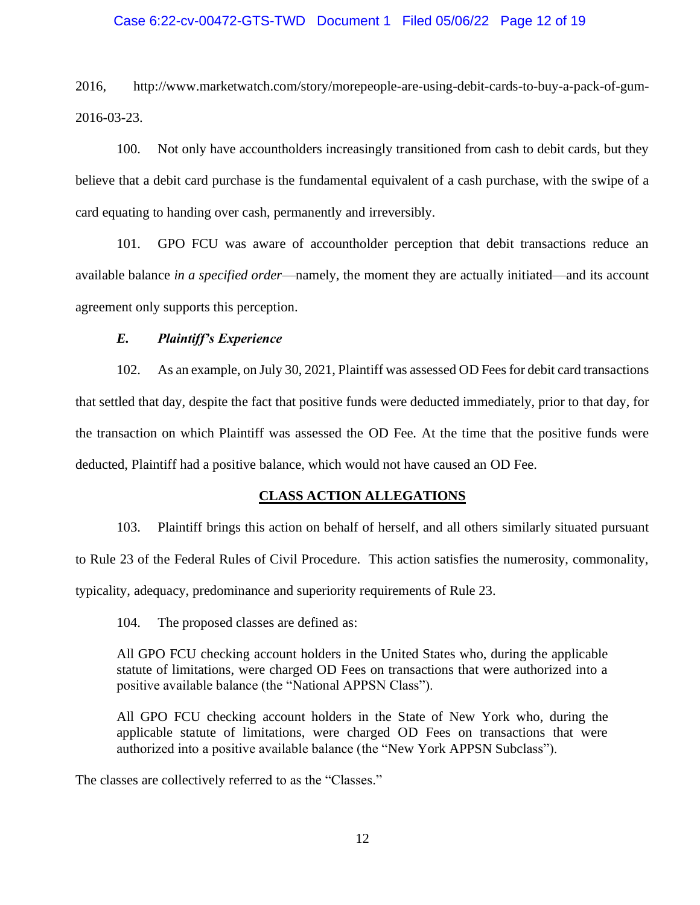2016, http://www.marketwatch.com/story/morepeople-are-using-debit-cards-to-buy-a-pack-of-gum-2016-03-23.

100. Not only have accountholders increasingly transitioned from cash to debit cards, but they believe that a debit card purchase is the fundamental equivalent of a cash purchase, with the swipe of a card equating to handing over cash, permanently and irreversibly.

101. GPO FCU was aware of accountholder perception that debit transactions reduce an available balance *in a specified order*—namely, the moment they are actually initiated—and its account agreement only supports this perception.

### *E. Plaintiff's Experience*

102. As an example, on July 30, 2021, Plaintiff was assessed OD Fees for debit card transactions that settled that day, despite the fact that positive funds were deducted immediately, prior to that day, for the transaction on which Plaintiff was assessed the OD Fee. At the time that the positive funds were deducted, Plaintiff had a positive balance, which would not have caused an OD Fee.

## CLASS ACTION ALLEGATIONS

103. Plaintiff brings this action on behalf of herself, and all others similarly situated pursuant to Rule 23 of the Federal Rules of Civil Procedure. This action satisfies the numerosity, commonality, typicality, adequacy, predominance and superiority requirements of Rule 23.

104. The proposed classes are defined as:

> All GPO FCU checking account holders in the United States who, during the applicable statute of limitations, were charged OD Fees on transactions that were authorized into a positive available balance (the "National APPSN Class").
>
> All GPO FCU checking account holders in the State of New York who, during the applicable statute of limitations, were charged OD Fees on transactions that were authorized into a positive available balance (the "New York APPSN Subclass").

The classes are collectively referred to as the "Classes."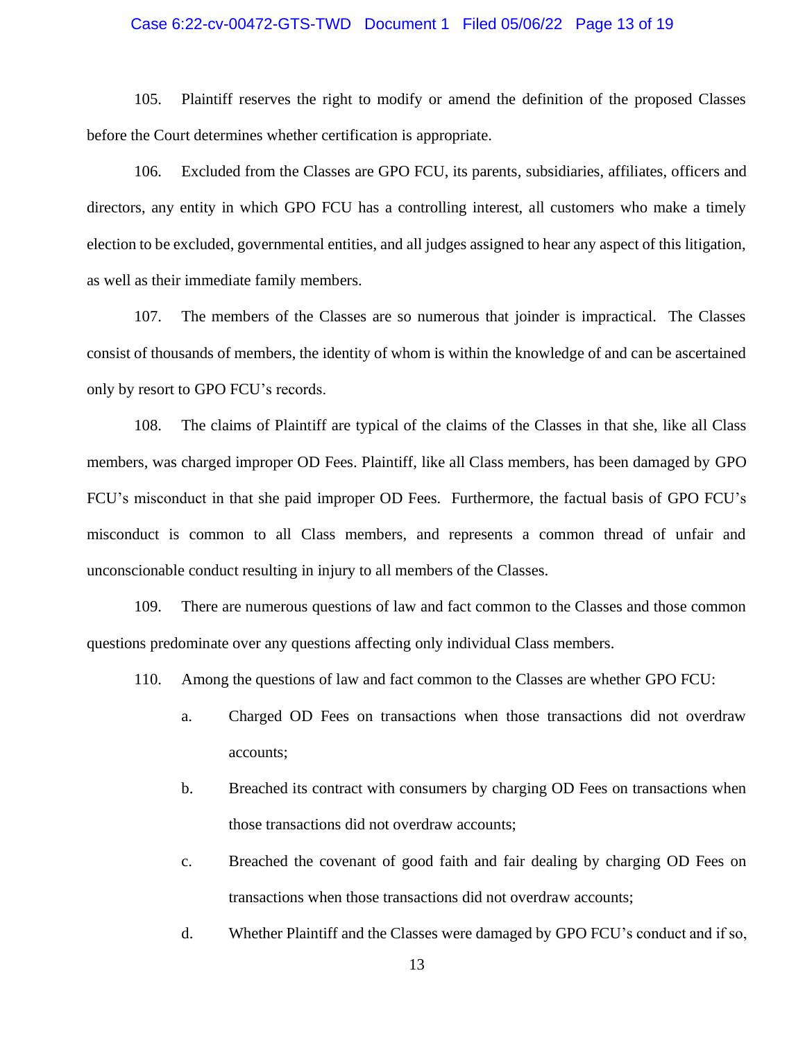105. Plaintiff reserves the right to modify or amend the definition of the proposed Classes before the Court determines whether certification is appropriate.

106. Excluded from the Classes are GPO FCU, its parents, subsidiaries, affiliates, officers and directors, any entity in which GPO FCU has a controlling interest, all customers who make a timely election to be excluded, governmental entities, and all judges assigned to hear any aspect of this litigation, as well as their immediate family members.

107. The members of the Classes are so numerous that joinder is impractical. The Classes consist of thousands of members, the identity of whom is within the knowledge of and can be ascertained only by resort to GPO FCU's records.

108. The claims of Plaintiff are typical of the claims of the Classes in that she, like all Class members, was charged improper OD Fees. Plaintiff, like all Class members, has been damaged by GPO FCU's misconduct in that she paid improper OD Fees. Furthermore, the factual basis of GPO FCU's misconduct is common to all Class members, and represents a common thread of unfair and unconscionable conduct resulting in injury to all members of the Classes.

109. There are numerous questions of law and fact common to the Classes and those common questions predominate over any questions affecting only individual Class members.

110. Among the questions of law and fact common to the Classes are whether GPO FCU:

a. Charged OD Fees on transactions when those transactions did not overdraw accounts;

b. Breached its contract with consumers by charging OD Fees on transactions when those transactions did not overdraw accounts;

c. Breached the covenant of good faith and fair dealing by charging OD Fees on transactions when those transactions did not overdraw accounts;

d. Whether Plaintiff and the Classes were damaged by GPO FCU's conduct and if so,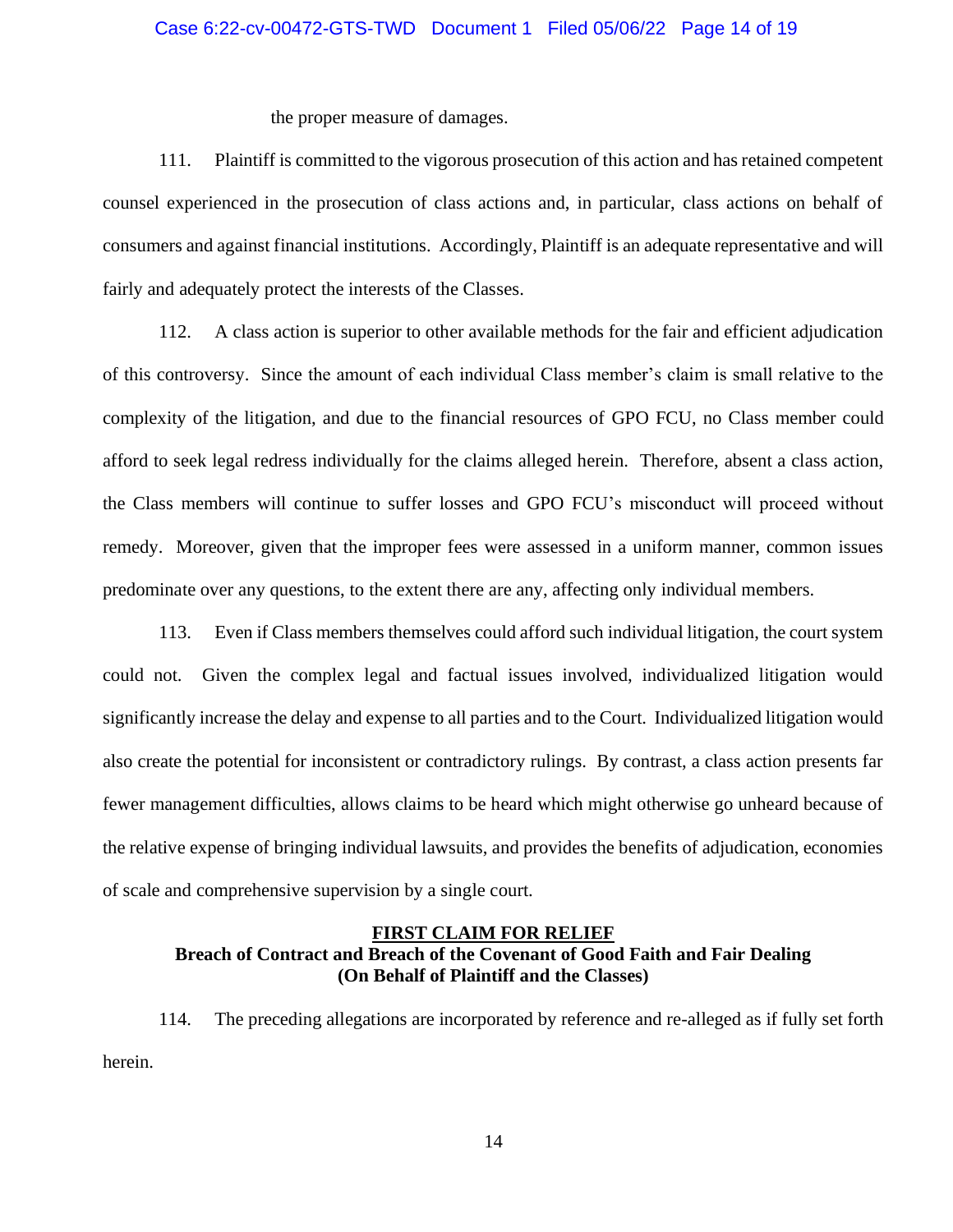the proper measure of damages.

111. Plaintiff is committed to the vigorous prosecution of this action and has retained competent counsel experienced in the prosecution of class actions and, in particular, class actions on behalf of consumers and against financial institutions. Accordingly, Plaintiff is an adequate representative and will fairly and adequately protect the interests of the Classes.

112. A class action is superior to other available methods for the fair and efficient adjudication of this controversy. Since the amount of each individual Class member's claim is small relative to the complexity of the litigation, and due to the financial resources of GPO FCU, no Class member could afford to seek legal redress individually for the claims alleged herein. Therefore, absent a class action, the Class members will continue to suffer losses and GPO FCU's misconduct will proceed without remedy. Moreover, given that the improper fees were assessed in a uniform manner, common issues predominate over any questions, to the extent there are any, affecting only individual members.

113. Even if Class members themselves could afford such individual litigation, the court system could not. Given the complex legal and factual issues involved, individualized litigation would significantly increase the delay and expense to all parties and to the Court. Individualized litigation would also create the potential for inconsistent or contradictory rulings. By contrast, a class action presents far fewer management difficulties, allows claims to be heard which might otherwise go unheard because of the relative expense of bringing individual lawsuits, and provides the benefits of adjudication, economies of scale and comprehensive supervision by a single court.

## FIRST CLAIM FOR RELIEF
**Breach of Contract and Breach of the Covenant of Good Faith and Fair Dealing**
**(On Behalf of Plaintiff and the Classes)**

114. The preceding allegations are incorporated by reference and re-alleged as if fully set forth herein.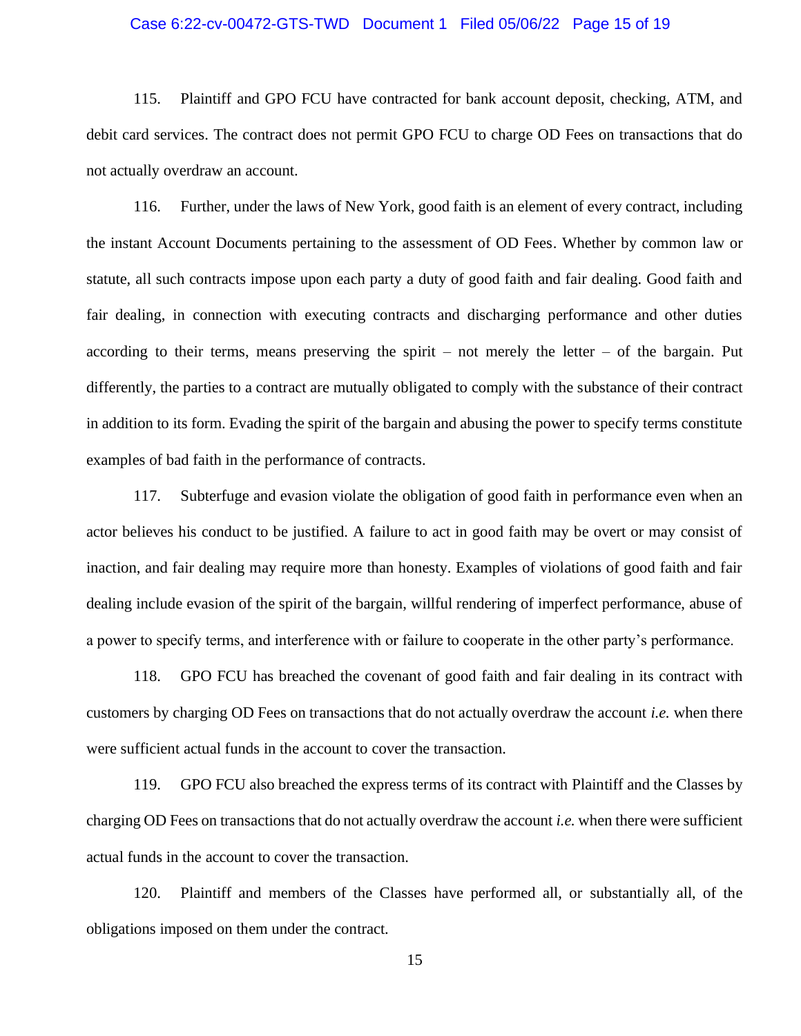115. Plaintiff and GPO FCU have contracted for bank account deposit, checking, ATM, and debit card services. The contract does not permit GPO FCU to charge OD Fees on transactions that do not actually overdraw an account.

116. Further, under the laws of New York, good faith is an element of every contract, including the instant Account Documents pertaining to the assessment of OD Fees. Whether by common law or statute, all such contracts impose upon each party a duty of good faith and fair dealing. Good faith and fair dealing, in connection with executing contracts and discharging performance and other duties according to their terms, means preserving the spirit – not merely the letter – of the bargain. Put differently, the parties to a contract are mutually obligated to comply with the substance of their contract in addition to its form. Evading the spirit of the bargain and abusing the power to specify terms constitute examples of bad faith in the performance of contracts.

117. Subterfuge and evasion violate the obligation of good faith in performance even when an actor believes his conduct to be justified. A failure to act in good faith may be overt or may consist of inaction, and fair dealing may require more than honesty. Examples of violations of good faith and fair dealing include evasion of the spirit of the bargain, willful rendering of imperfect performance, abuse of a power to specify terms, and interference with or failure to cooperate in the other party's performance.

118. GPO FCU has breached the covenant of good faith and fair dealing in its contract with customers by charging OD Fees on transactions that do not actually overdraw the account *i.e.* when there were sufficient actual funds in the account to cover the transaction.

119. GPO FCU also breached the express terms of its contract with Plaintiff and the Classes by charging OD Fees on transactions that do not actually overdraw the account *i.e.* when there were sufficient actual funds in the account to cover the transaction.

120. Plaintiff and members of the Classes have performed all, or substantially all, of the obligations imposed on them under the contract.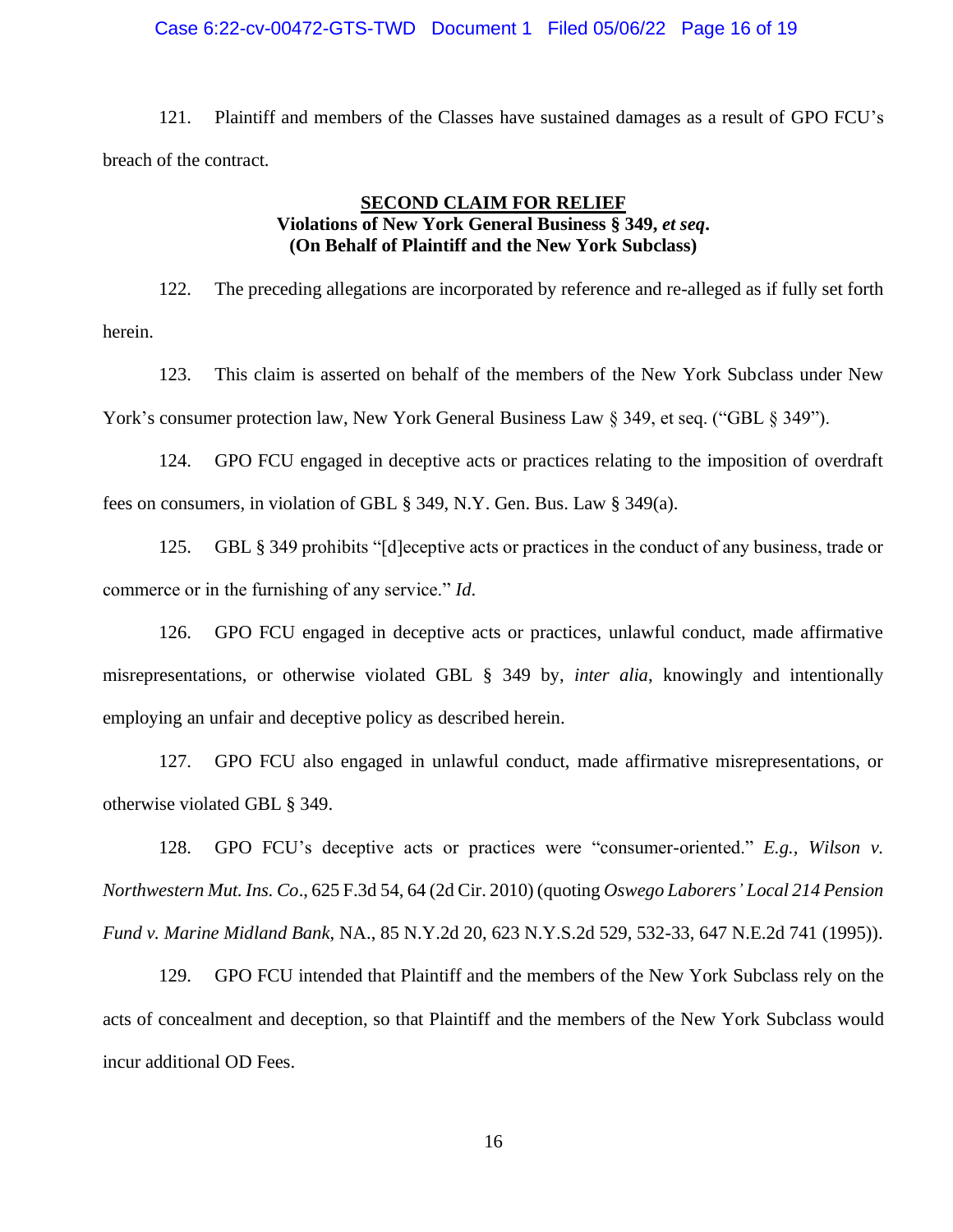121. Plaintiff and members of the Classes have sustained damages as a result of GPO FCU's breach of the contract.

**SECOND CLAIM FOR RELIEF**
**Violations of New York General Business § 349, *et seq*.**
**(On Behalf of Plaintiff and the New York Subclass)**

122. The preceding allegations are incorporated by reference and re-alleged as if fully set forth herein.

123. This claim is asserted on behalf of the members of the New York Subclass under New York's consumer protection law, New York General Business Law § 349, et seq. ("GBL § 349").

124. GPO FCU engaged in deceptive acts or practices relating to the imposition of overdraft fees on consumers, in violation of GBL § 349, N.Y. Gen. Bus. Law § 349(a).

125. GBL § 349 prohibits "[d]eceptive acts or practices in the conduct of any business, trade or commerce or in the furnishing of any service." *Id*.

126. GPO FCU engaged in deceptive acts or practices, unlawful conduct, made affirmative misrepresentations, or otherwise violated GBL § 349 by, *inter alia*, knowingly and intentionally employing an unfair and deceptive policy as described herein.

127. GPO FCU also engaged in unlawful conduct, made affirmative misrepresentations, or otherwise violated GBL § 349.

128. GPO FCU's deceptive acts or practices were "consumer-oriented." *E.g., Wilson v. Northwestern Mut. Ins. Co*., 625 F.3d 54, 64 (2d Cir. 2010) (quoting *Oswego Laborers' Local 214 Pension Fund v. Marine Midland Bank*, NA., 85 N.Y.2d 20, 623 N.Y.S.2d 529, 532-33, 647 N.E.2d 741 (1995)).

129. GPO FCU intended that Plaintiff and the members of the New York Subclass rely on the acts of concealment and deception, so that Plaintiff and the members of the New York Subclass would incur additional OD Fees.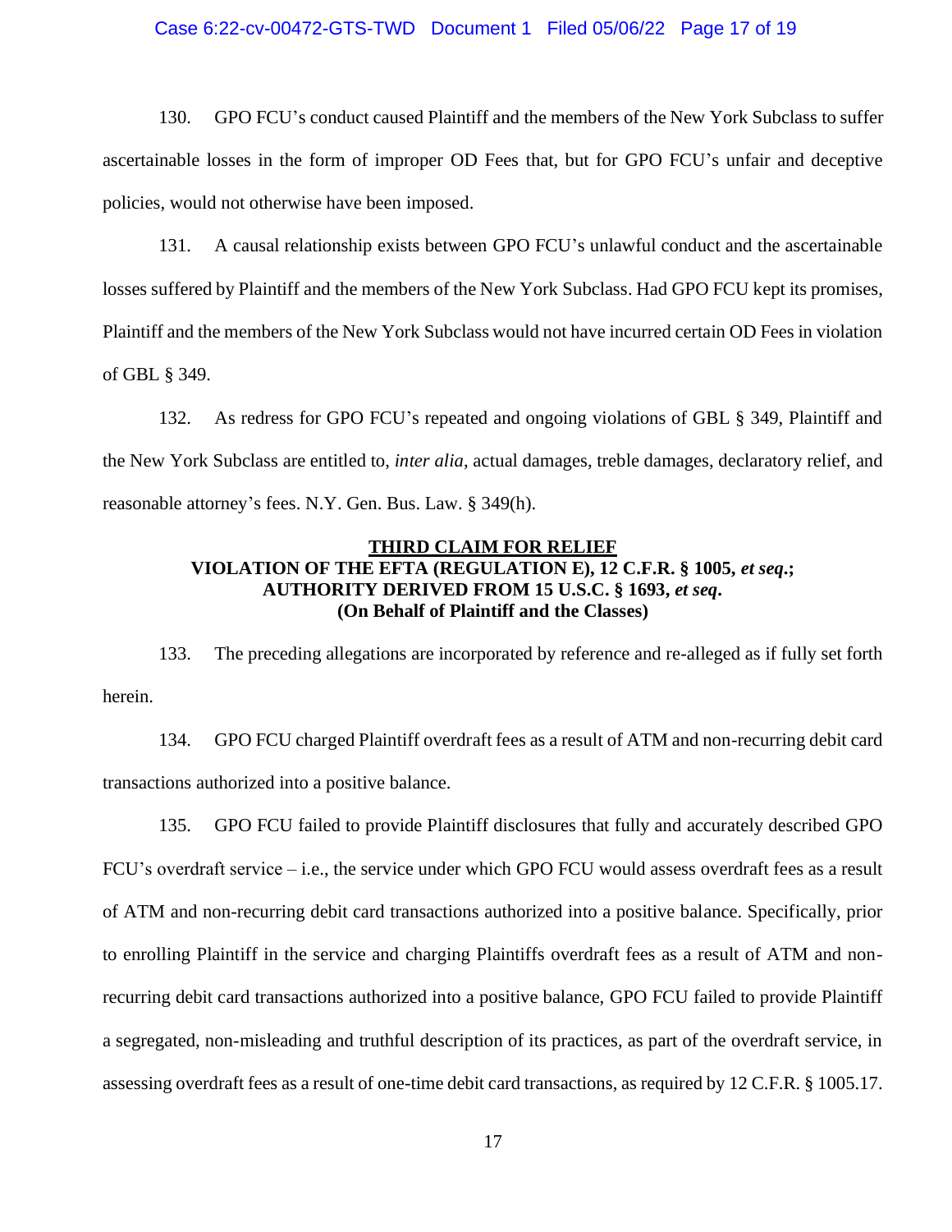130. GPO FCU's conduct caused Plaintiff and the members of the New York Subclass to suffer ascertainable losses in the form of improper OD Fees that, but for GPO FCU's unfair and deceptive policies, would not otherwise have been imposed.

131. A causal relationship exists between GPO FCU's unlawful conduct and the ascertainable losses suffered by Plaintiff and the members of the New York Subclass. Had GPO FCU kept its promises, Plaintiff and the members of the New York Subclass would not have incurred certain OD Fees in violation of GBL § 349.

132. As redress for GPO FCU's repeated and ongoing violations of GBL § 349, Plaintiff and the New York Subclass are entitled to, *inter alia*, actual damages, treble damages, declaratory relief, and reasonable attorney's fees. N.Y. Gen. Bus. Law. § 349(h).

**THIRD CLAIM FOR RELIEF**
**VIOLATION OF THE EFTA (REGULATION E), 12 C.F.R. § 1005, *et seq*.; AUTHORITY DERIVED FROM 15 U.S.C. § 1693, *et seq*.**
**(On Behalf of Plaintiff and the Classes)**

133. The preceding allegations are incorporated by reference and re-alleged as if fully set forth herein.

134. GPO FCU charged Plaintiff overdraft fees as a result of ATM and non-recurring debit card transactions authorized into a positive balance.

135. GPO FCU failed to provide Plaintiff disclosures that fully and accurately described GPO FCU's overdraft service – i.e., the service under which GPO FCU would assess overdraft fees as a result of ATM and non-recurring debit card transactions authorized into a positive balance. Specifically, prior to enrolling Plaintiff in the service and charging Plaintiffs overdraft fees as a result of ATM and non-recurring debit card transactions authorized into a positive balance, GPO FCU failed to provide Plaintiff a segregated, non-misleading and truthful description of its practices, as part of the overdraft service, in assessing overdraft fees as a result of one-time debit card transactions, as required by 12 C.F.R. § 1005.17.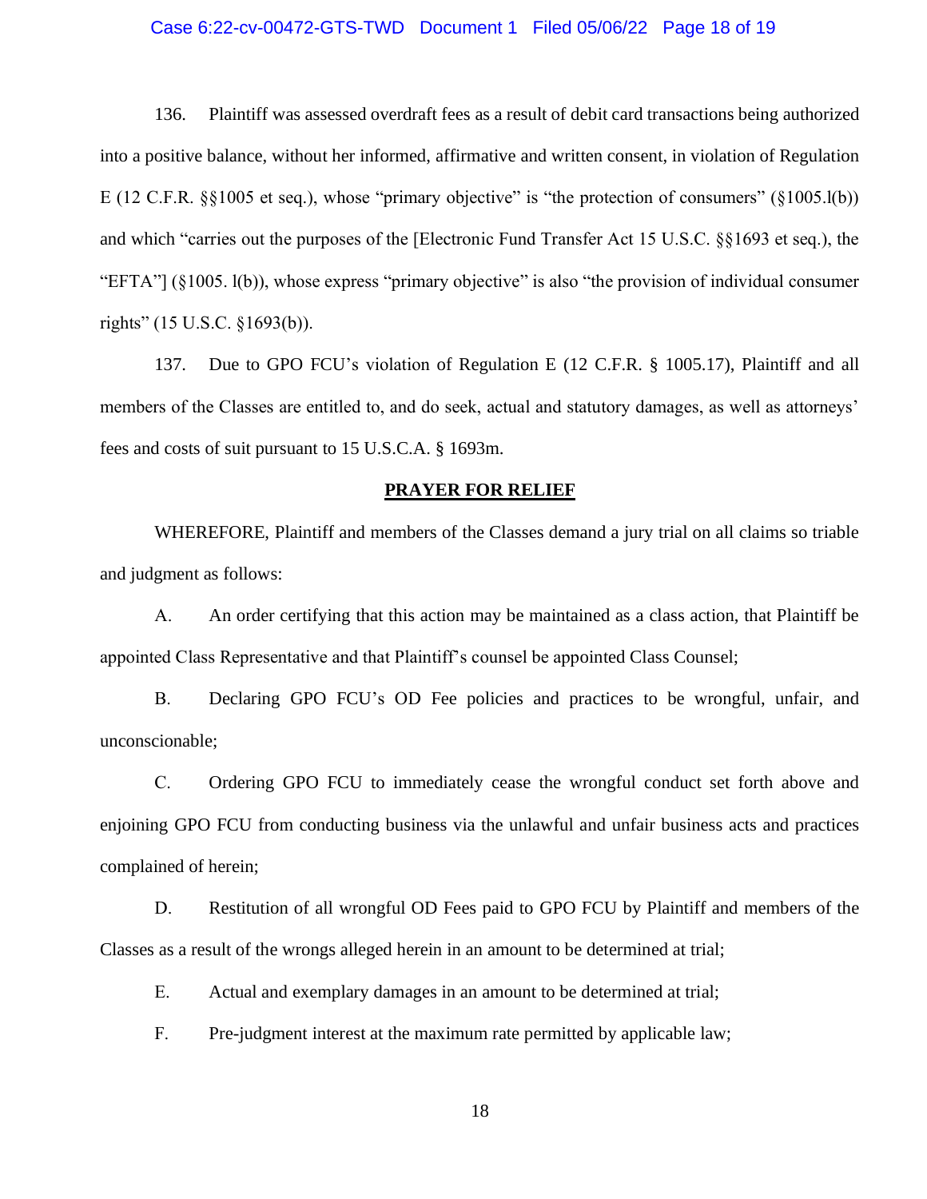136. Plaintiff was assessed overdraft fees as a result of debit card transactions being authorized into a positive balance, without her informed, affirmative and written consent, in violation of Regulation E (12 C.F.R. §§1005 et seq.), whose "primary objective" is "the protection of consumers" (§1005.l(b)) and which "carries out the purposes of the [Electronic Fund Transfer Act 15 U.S.C. §§1693 et seq.), the "EFTA"] (§1005. l(b)), whose express "primary objective" is also "the provision of individual consumer rights" (15 U.S.C. §1693(b)).

137. Due to GPO FCU's violation of Regulation E (12 C.F.R. § 1005.17), Plaintiff and all members of the Classes are entitled to, and do seek, actual and statutory damages, as well as attorneys' fees and costs of suit pursuant to 15 U.S.C.A. § 1693m.

**PRAYER FOR RELIEF**

WHEREFORE, Plaintiff and members of the Classes demand a jury trial on all claims so triable and judgment as follows:

A. An order certifying that this action may be maintained as a class action, that Plaintiff be appointed Class Representative and that Plaintiff's counsel be appointed Class Counsel;

B. Declaring GPO FCU's OD Fee policies and practices to be wrongful, unfair, and unconscionable;

C. Ordering GPO FCU to immediately cease the wrongful conduct set forth above and enjoining GPO FCU from conducting business via the unlawful and unfair business acts and practices complained of herein;

D. Restitution of all wrongful OD Fees paid to GPO FCU by Plaintiff and members of the Classes as a result of the wrongs alleged herein in an amount to be determined at trial;

E. Actual and exemplary damages in an amount to be determined at trial;

F. Pre-judgment interest at the maximum rate permitted by applicable law;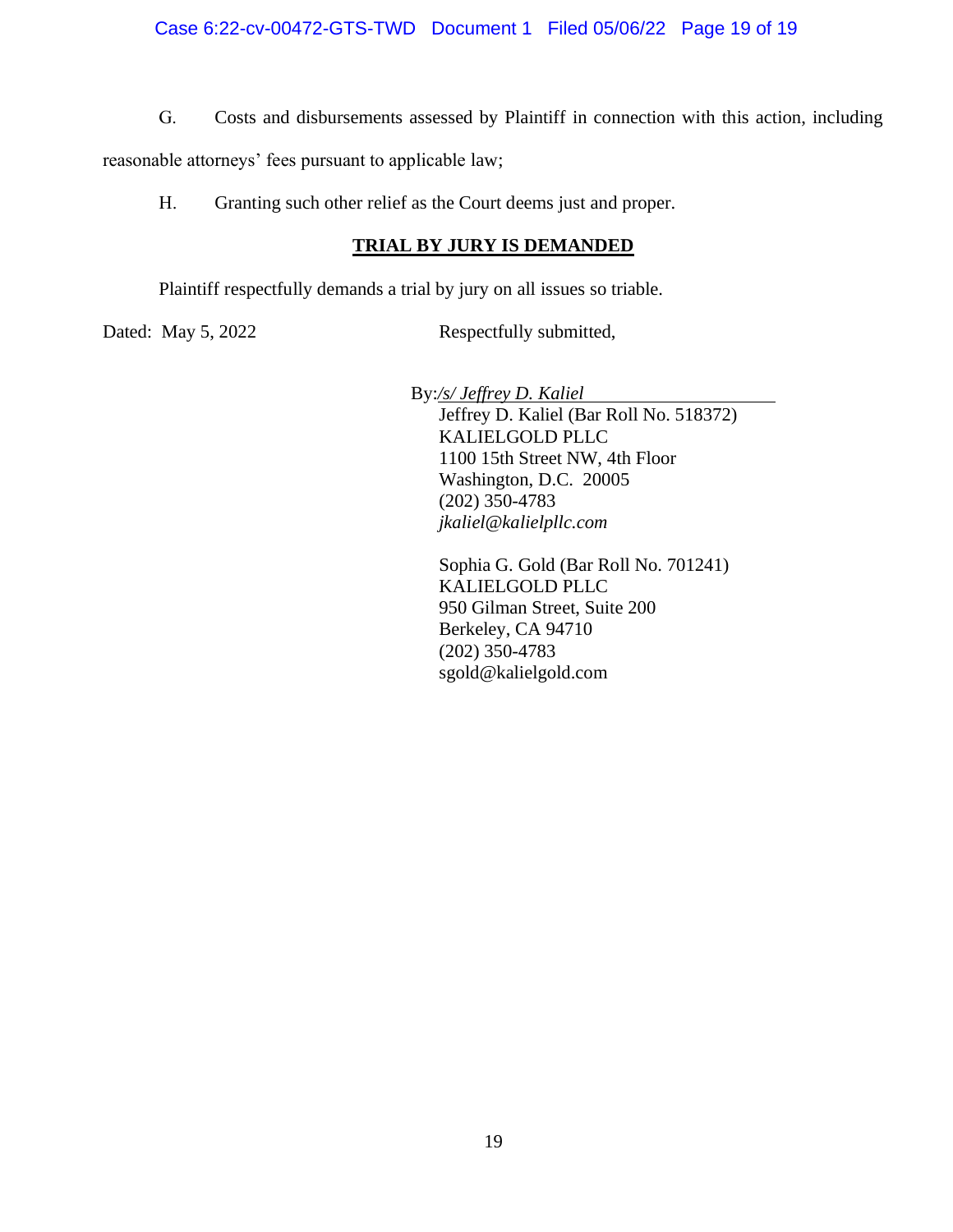G. Costs and disbursements assessed by Plaintiff in connection with this action, including reasonable attorneys' fees pursuant to applicable law;

H. Granting such other relief as the Court deems just and proper.

**TRIAL BY JURY IS DEMANDED**

Plaintiff respectfully demands a trial by jury on all issues so triable.

Dated: May 5, 2022

Respectfully submitted,

By: */s/ Jeffrey D. Kaliel*

Jeffrey D. Kaliel (Bar Roll No. 518372)
KALIELGOLD PLLC
1100 15th Street NW, 4th Floor
Washington, D.C. 20005
(202) 350-4783
*jkaliel@kalielpllc.com*

Sophia G. Gold (Bar Roll No. 701241)
KALIELGOLD PLLC
950 Gilman Street, Suite 200
Berkeley, CA 94710
(202) 350-4783
sgold@kalielgold.com